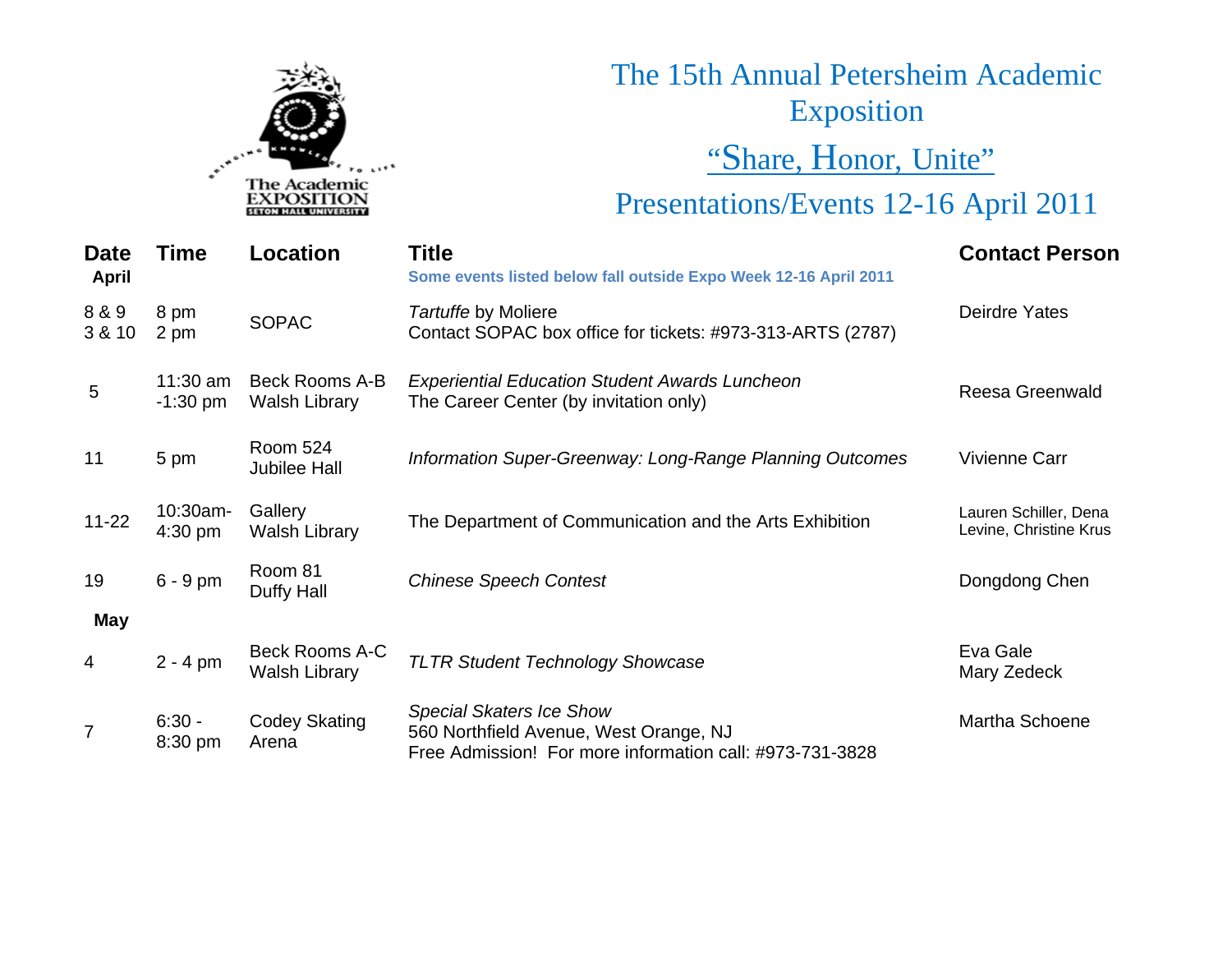# The 15th Annual Petersheim Academic Exposition

## "Share, Honor, Unite"

## Presentations/Events 12-16 April 2011

| Date | Time | Location | Title | Contact Person |
|---|---|---|---|---|
| **April** | | | Some events listed below fall outside Expo Week 12-16 April 2011 | |
| 8 & 9<br>3 & 10 | 8 pm<br>2 pm | SOPAC | *Tartuffe* by Moliere<br>Contact SOPAC box office for tickets: #973-313-ARTS (2787) | Deirdre Yates |
| 5 | 11:30 am -1:30 pm | Beck Rooms A-B<br>Walsh Library | *Experiential Education Student Awards Luncheon*<br>The Career Center (by invitation only) | Reesa Greenwald |
| 11 | 5 pm | Room 524<br>Jubilee Hall | *Information Super-Greenway: Long-Range Planning Outcomes* | Vivienne Carr |
| 11-22 | 10:30am-4:30 pm | Gallery<br>Walsh Library | The Department of Communication and the Arts Exhibition | Lauren Schiller, Dena Levine, Christine Krus |
| 19 | 6 - 9 pm | Room 81<br>Duffy Hall | *Chinese Speech Contest* | Dongdong Chen |
| **May** | | | | |
| 4 | 2 - 4 pm | Beck Rooms A-C<br>Walsh Library | *TLTR Student Technology Showcase* | Eva Gale<br>Mary Zedeck |
| 7 | 6:30 - 8:30 pm | Codey Skating Arena | *Special Skaters Ice Show*<br>560 Northfield Avenue, West Orange, NJ<br>Free Admission! For more information call: #973-731-3828 | Martha Schoene |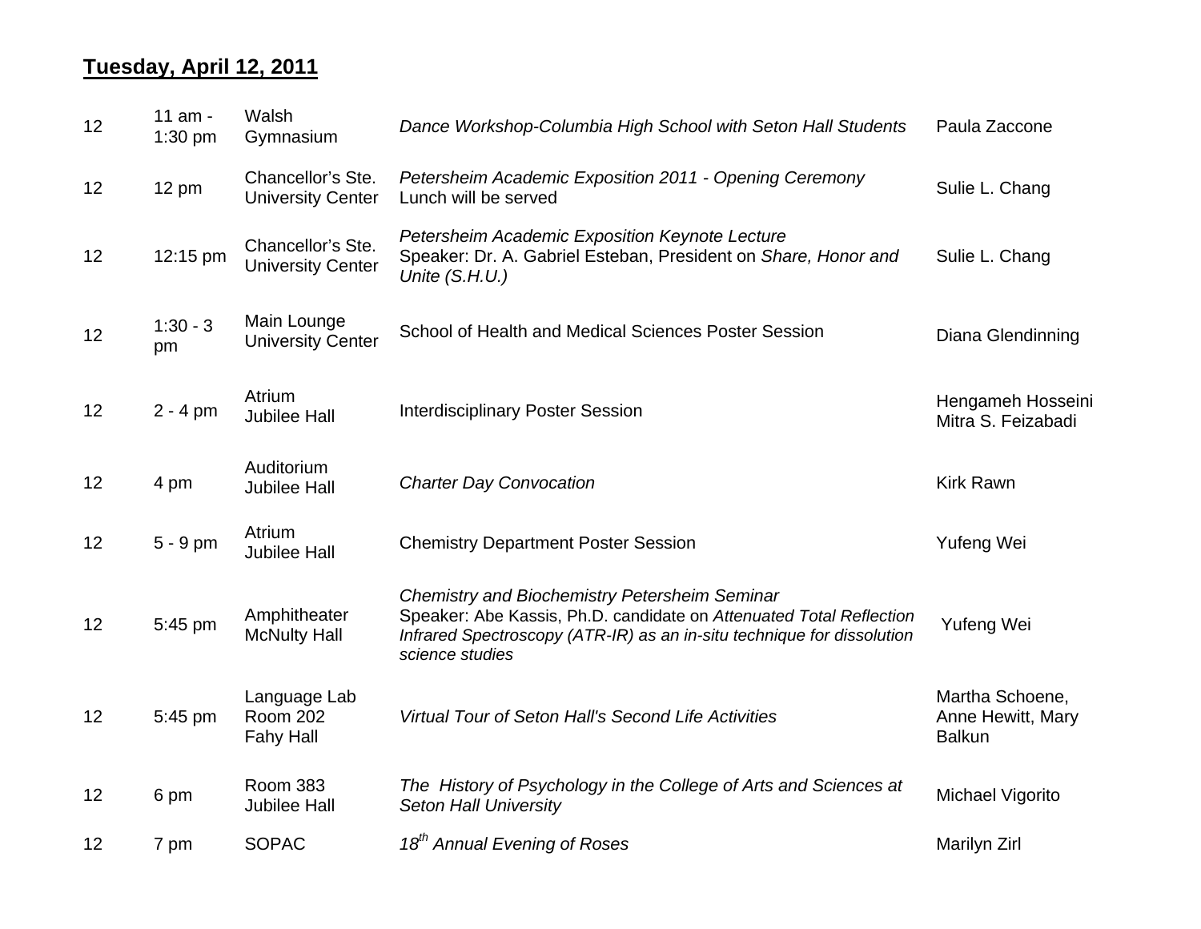**Tuesday, April 12, 2011**

| | | | | |
|---|---|---|---|---|
| 12 | 11 am - 1:30 pm | Walsh Gymnasium | *Dance Workshop-Columbia High School with Seton Hall Students* | Paula Zaccone |
| 12 | 12 pm | Chancellor's Ste. University Center | *Petersheim Academic Exposition 2011 - Opening Ceremony* Lunch will be served | Sulie L. Chang |
| 12 | 12:15 pm | Chancellor's Ste. University Center | *Petersheim Academic Exposition Keynote Lecture* Speaker: Dr. A. Gabriel Esteban, President on *Share, Honor and Unite (S.H.U.)* | Sulie L. Chang |
| 12 | 1:30 - 3 pm | Main Lounge University Center | School of Health and Medical Sciences Poster Session | Diana Glendinning |
| 12 | 2 - 4 pm | Atrium Jubilee Hall | Interdisciplinary Poster Session | Hengameh Hosseini Mitra S. Feizabadi |
| 12 | 4 pm | Auditorium Jubilee Hall | *Charter Day Convocation* | Kirk Rawn |
| 12 | 5 - 9 pm | Atrium Jubilee Hall | Chemistry Department Poster Session | Yufeng Wei |
| 12 | 5:45 pm | Amphitheater McNulty Hall | *Chemistry and Biochemistry Petersheim Seminar* Speaker: Abe Kassis, Ph.D. candidate on *Attenuated Total Reflection Infrared Spectroscopy (ATR-IR) as an in-situ technique for dissolution science studies* | Yufeng Wei |
| 12 | 5:45 pm | Language Lab Room 202 Fahy Hall | *Virtual Tour of Seton Hall's Second Life Activities* | Martha Schoene, Anne Hewitt, Mary Balkun |
| 12 | 6 pm | Room 383 Jubilee Hall | *The History of Psychology in the College of Arts and Sciences at Seton Hall University* | Michael Vigorito |
| 12 | 7 pm | SOPAC | *18th Annual Evening of Roses* | Marilyn Zirl |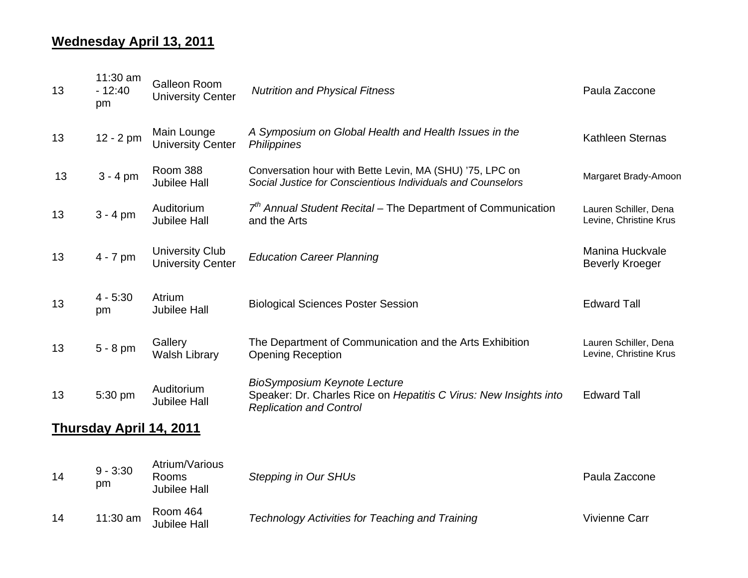## **Wednesday April 13, 2011**

| | | | | |
|---|---|---|---|---|
| 13 | 11:30 am - 12:40 pm | Galleon Room University Center | *Nutrition and Physical Fitness* | Paula Zaccone |
| 13 | 12 - 2 pm | Main Lounge University Center | *A Symposium on Global Health and Health Issues in the Philippines* | Kathleen Sternas |
| 13 | 3 - 4 pm | Room 388 Jubilee Hall | Conversation hour with Bette Levin, MA (SHU) '75, LPC on *Social Justice for Conscientious Individuals and Counselors* | Margaret Brady-Amoon |
| 13 | 3 - 4 pm | Auditorium Jubilee Hall | *7th Annual Student Recital* – The Department of Communication and the Arts | Lauren Schiller, Dena Levine, Christine Krus |
| 13 | 4 - 7 pm | University Club University Center | *Education Career Planning* | Manina Huckvale Beverly Kroeger |
| 13 | 4 - 5:30 pm | Atrium Jubilee Hall | Biological Sciences Poster Session | Edward Tall |
| 13 | 5 - 8 pm | Gallery Walsh Library | The Department of Communication and the Arts Exhibition Opening Reception | Lauren Schiller, Dena Levine, Christine Krus |
| 13 | 5:30 pm | Auditorium Jubilee Hall | *BioSymposium Keynote Lecture* Speaker: Dr. Charles Rice on *Hepatitis C Virus: New Insights into Replication and Control* | Edward Tall |

## **Thursday April 14, 2011**

| | | | | |
|---|---|---|---|---|
| 14 | 9 - 3:30 pm | Atrium/Various Rooms Jubilee Hall | *Stepping in Our SHUs* | Paula Zaccone |
| 14 | 11:30 am | Room 464 Jubilee Hall | *Technology Activities for Teaching and Training* | Vivienne Carr |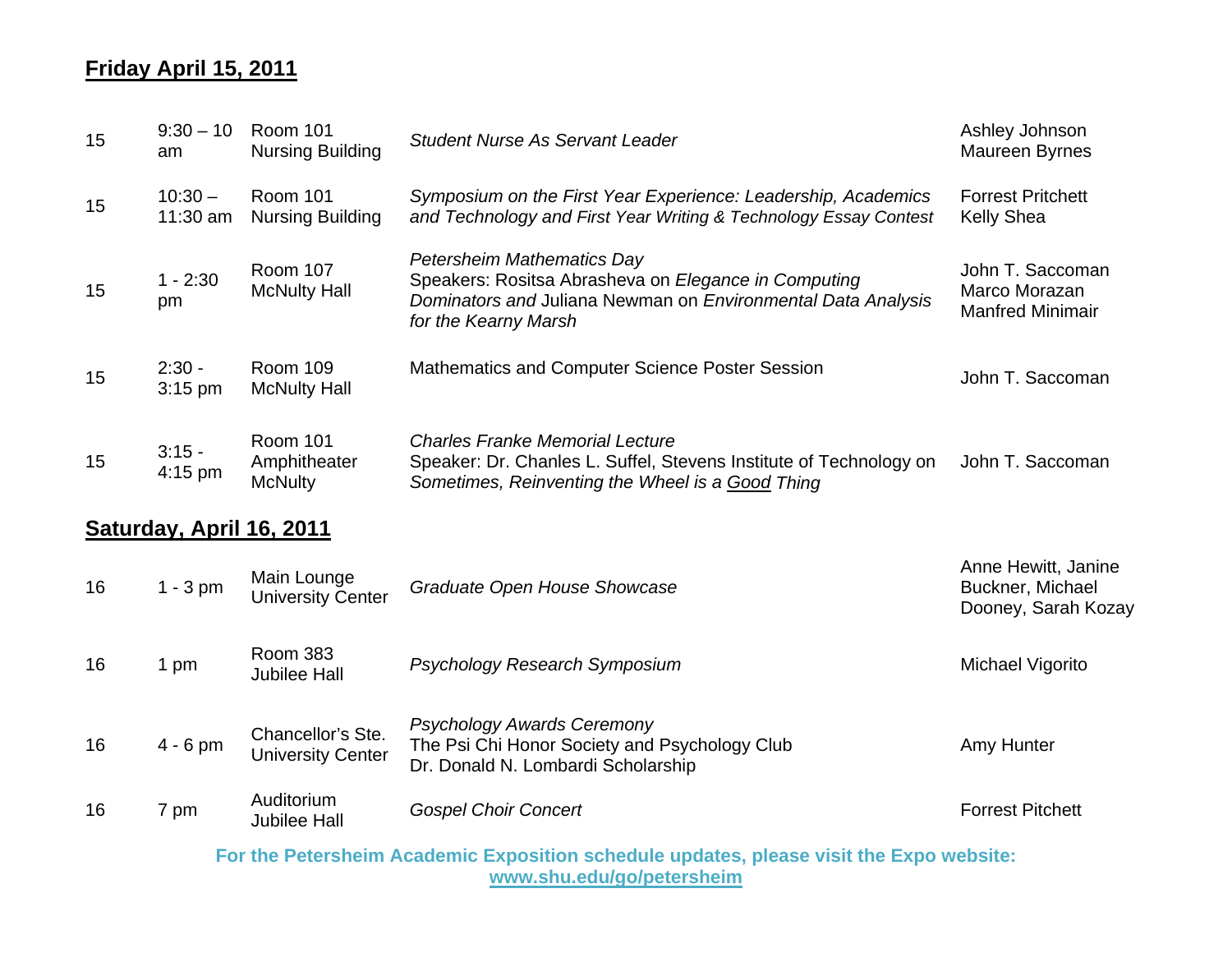## Friday April 15, 2011

| | | | | |
|---|---|---|---|---|
| 15 | 9:30 – 10 am | Room 101 Nursing Building | *Student Nurse As Servant Leader* | Ashley Johnson Maureen Byrnes |
| 15 | 10:30 – 11:30 am | Room 101 Nursing Building | *Symposium on the First Year Experience: Leadership, Academics and Technology and First Year Writing & Technology Essay Contest* | Forrest Pritchett Kelly Shea |
| 15 | 1 - 2:30 pm | Room 107 McNulty Hall | *Petersheim Mathematics Day* Speakers: Rositsa Abrasheva on *Elegance in Computing Dominators and* Juliana Newman on *Environmental Data Analysis for the Kearny Marsh* | John T. Saccoman Marco Morazan Manfred Minimair |
| 15 | 2:30 - 3:15 pm | Room 109 McNulty Hall | Mathematics and Computer Science Poster Session | John T. Saccoman |
| 15 | 3:15 - 4:15 pm | Room 101 Amphitheater McNulty | *Charles Franke Memorial Lecture* Speaker: Dr. Chanles L. Suffel, Stevens Institute of Technology on *Sometimes, Reinventing the Wheel is a Good Thing* | John T. Saccoman |

## Saturday, April 16, 2011

| | | | | |
|---|---|---|---|---|
| 16 | 1 - 3 pm | Main Lounge University Center | *Graduate Open House Showcase* | Anne Hewitt, Janine Buckner, Michael Dooney, Sarah Kozay |
| 16 | 1 pm | Room 383 Jubilee Hall | *Psychology Research Symposium* | Michael Vigorito |
| 16 | 4 - 6 pm | Chancellor's Ste. University Center | *Psychology Awards Ceremony* The Psi Chi Honor Society and Psychology Club Dr. Donald N. Lombardi Scholarship | Amy Hunter |
| 16 | 7 pm | Auditorium Jubilee Hall | *Gospel Choir Concert* | Forrest Pitchett |

**For the Petersheim Academic Exposition schedule updates, please visit the Expo website: www.shu.edu/go/petersheim**